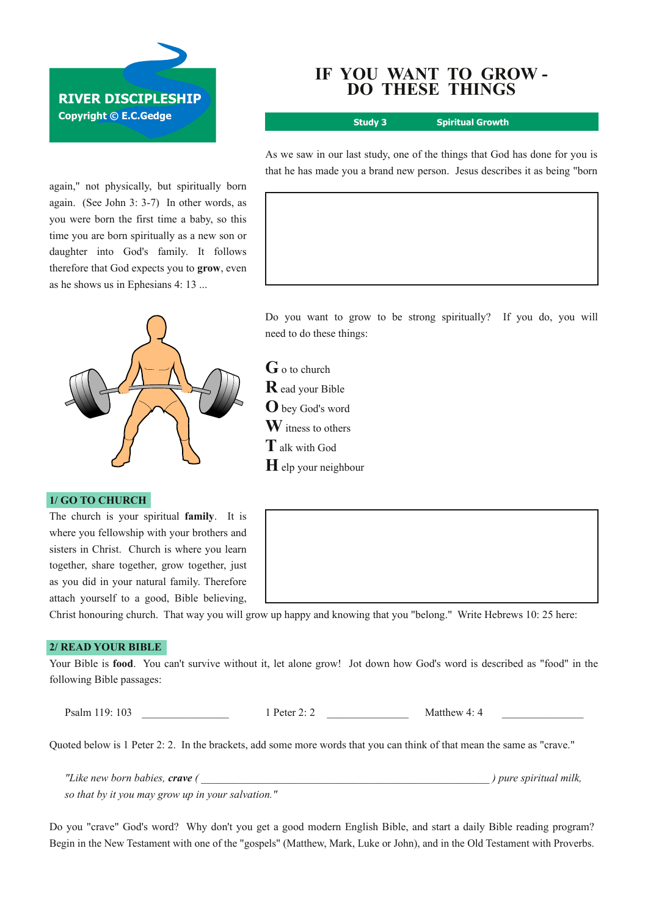**RIVER DISCIPLESHIP**
**Copyright © E.C.Gedge**

# IF YOU WANT TO GROW - DO THESE THINGS

**Study 3** **Spiritual Growth**

As we saw in our last study, one of the things that God has done for you is that he has made you a brand new person. Jesus describes it as being "born again," not physically, but spiritually born again. (See John 3: 3-7) In other words, as you were born the first time a baby, so this time you are born spiritually as a new son or daughter into God's family. It follows therefore that God expects you to **grow**, even as he shows us in Ephesians 4: 13 ...

Do you want to grow to be strong spiritually? If you do, you will need to do these things:

**G** o to church
**R** ead your Bible
**O** bey God's word
**W** itness to others
**T** alk with God
**H** elp your neighbour

## 1/ GO TO CHURCH

The church is your spiritual **family**. It is where you fellowship with your brothers and sisters in Christ. Church is where you learn together, share together, grow together, just as you did in your natural family. Therefore attach yourself to a good, Bible believing, Christ honouring church. That way you will grow up happy and knowing that you "belong." Write Hebrews 10: 25 here:

## 2/ READ YOUR BIBLE

Your Bible is **food**. You can't survive without it, let alone grow! Jot down how God's word is described as "food" in the following Bible passages:

Psalm 119: 103 \_\_\_\_\_\_\_\_\_\_\_\_\_\_\_ 1 Peter 2: 2 \_\_\_\_\_\_\_\_\_\_\_\_\_\_\_ Matthew 4: 4 \_\_\_\_\_\_\_\_\_\_\_\_\_\_\_

Quoted below is 1 Peter 2: 2. In the brackets, add some more words that you can think of that mean the same as "crave."

*"Like new born babies,* ***crave*** *( \_\_\_\_\_\_\_\_\_\_\_\_\_\_\_\_\_\_\_\_\_\_\_\_\_\_\_\_\_\_\_\_\_\_\_\_\_\_\_\_\_\_\_\_\_\_\_\_\_\_ ) pure spiritual milk, so that by it you may grow up in your salvation."*

Do you "crave" God's word? Why don't you get a good modern English Bible, and start a daily Bible reading program? Begin in the New Testament with one of the "gospels" (Matthew, Mark, Luke or John), and in the Old Testament with Proverbs.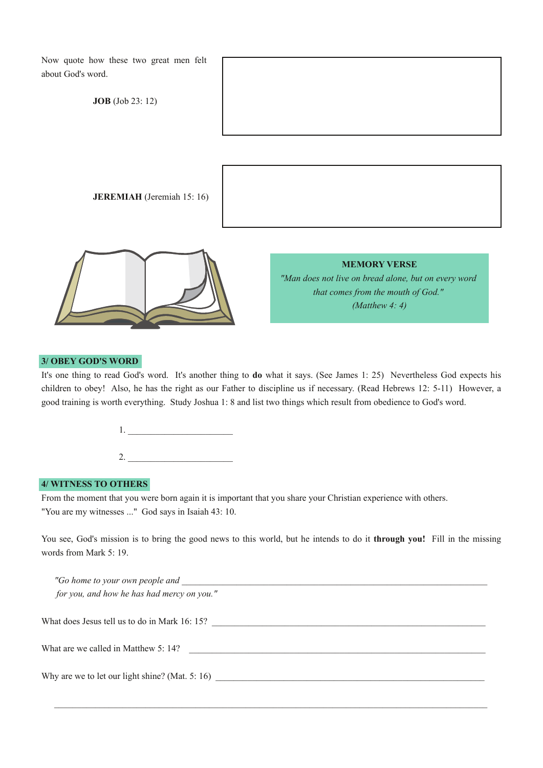Now quote how these two great men felt about God's word.

**JOB** (Job 23: 12)

**JEREMIAH** (Jeremiah 15: 16)

**MEMORY VERSE**
*"Man does not live on bread alone, but on every word that comes from the mouth of God."*
*(Matthew 4: 4)*

## 3/ OBEY GOD'S WORD

It's one thing to read God's word. It's another thing to **do** what it says. (See James 1: 25) Nevertheless God expects his children to obey! Also, he has the right as our Father to discipline us if necessary. (Read Hebrews 12: 5-11) However, a good training is worth everything. Study Joshua 1: 8 and list two things which result from obedience to God's word.

1. ______________________

2. ______________________

## 4/ WITNESS TO OTHERS

From the moment that you were born again it is important that you share your Christian experience with others. "You are my witnesses ..." God says in Isaiah 43: 10.

You see, God's mission is to bring the good news to this world, but he intends to do it **through you!** Fill in the missing words from Mark 5: 19.

*"Go home to your own people and* ______________________________________________
*for you, and how he has had mercy on you."*

What does Jesus tell us to do in Mark 16: 15? ______________________________________________

What are we called in Matthew 5: 14? ______________________________________________

Why are we to let our light shine? (Mat. 5: 16) ______________________________________________

______________________________________________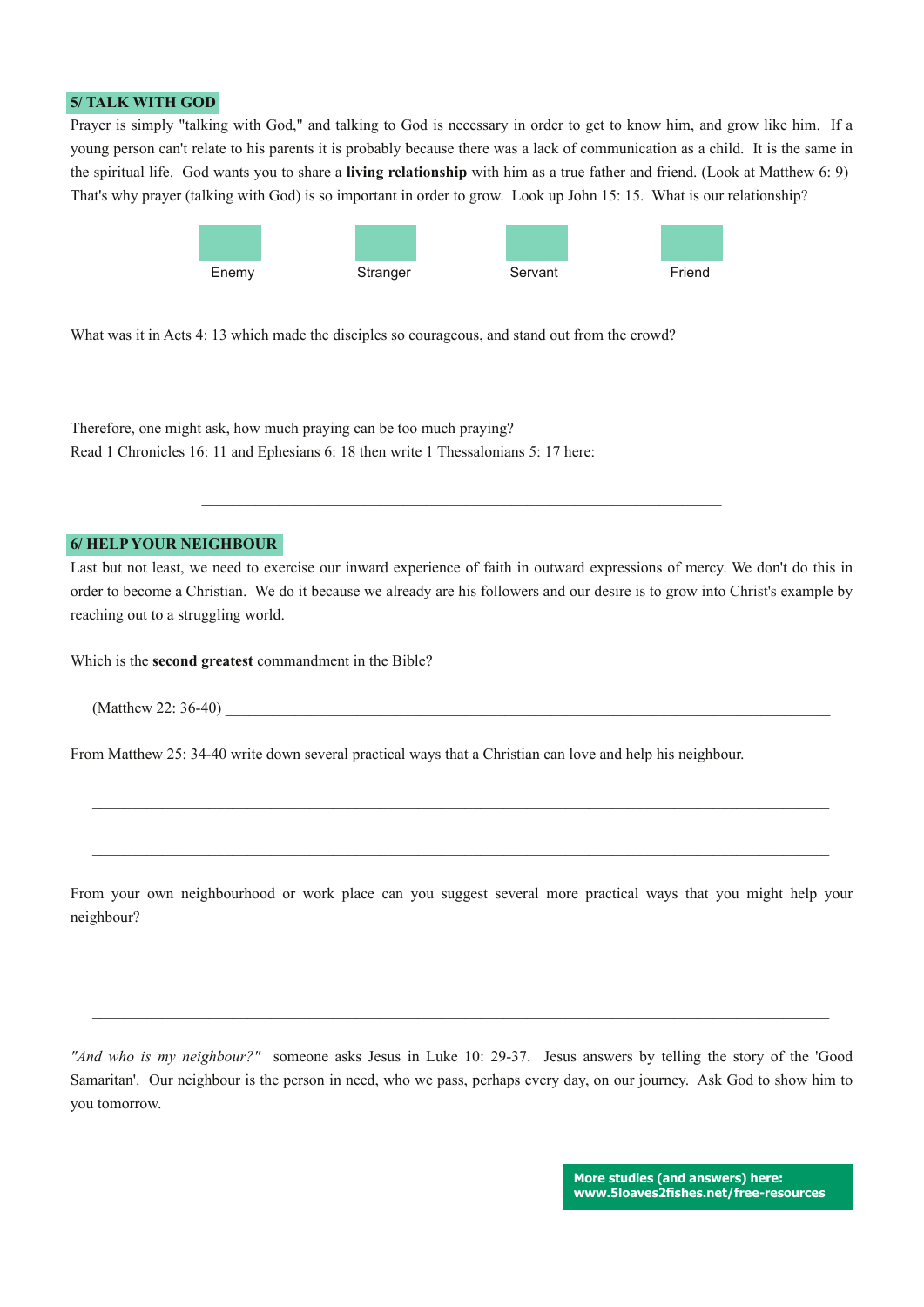## 5/ TALK WITH GOD

Prayer is simply "talking with God," and talking to God is necessary in order to get to know him, and grow like him. If a young person can't relate to his parents it is probably because there was a lack of communication as a child. It is the same in the spiritual life. God wants you to share a **living relationship** with him as a true father and friend. (Look at Matthew 6: 9) That's why prayer (talking with God) is so important in order to grow. Look up John 15: 15. What is our relationship?

Enemy    Stranger    Servant    Friend

What was it in Acts 4: 13 which made the disciples so courageous, and stand out from the crowd?

\_\_\_\_\_\_\_\_\_\_\_\_\_\_\_\_\_\_\_\_\_\_\_\_\_\_\_\_\_\_\_\_\_\_\_\_\_\_\_\_\_\_\_\_\_\_\_\_\_\_\_\_\_\_\_\_\_\_\_\_\_\_

Therefore, one might ask, how much praying can be too much praying?
Read 1 Chronicles 16: 11 and Ephesians 6: 18 then write 1 Thessalonians 5: 17 here:

\_\_\_\_\_\_\_\_\_\_\_\_\_\_\_\_\_\_\_\_\_\_\_\_\_\_\_\_\_\_\_\_\_\_\_\_\_\_\_\_\_\_\_\_\_\_\_\_\_\_\_\_\_\_\_\_\_\_\_\_\_\_

## 6/ HELP YOUR NEIGHBOUR

Last but not least, we need to exercise our inward experience of faith in outward expressions of mercy. We don't do this in order to become a Christian. We do it because we already are his followers and our desire is to grow into Christ's example by reaching out to a struggling world.

Which is the **second greatest** commandment in the Bible?

(Matthew 22: 36-40) \_\_\_\_\_\_\_\_\_\_\_\_\_\_\_\_\_\_\_\_\_\_\_\_\_\_\_\_\_\_\_\_\_\_\_\_\_\_\_\_\_\_\_\_\_\_\_\_\_\_\_\_\_\_\_\_\_\_\_\_\_\_

From Matthew 25: 34-40 write down several practical ways that a Christian can love and help his neighbour.

\_\_\_\_\_\_\_\_\_\_\_\_\_\_\_\_\_\_\_\_\_\_\_\_\_\_\_\_\_\_\_\_\_\_\_\_\_\_\_\_\_\_\_\_\_\_\_\_\_\_\_\_\_\_\_\_\_\_\_\_\_\_\_\_\_\_\_\_\_\_\_\_\_\_

\_\_\_\_\_\_\_\_\_\_\_\_\_\_\_\_\_\_\_\_\_\_\_\_\_\_\_\_\_\_\_\_\_\_\_\_\_\_\_\_\_\_\_\_\_\_\_\_\_\_\_\_\_\_\_\_\_\_\_\_\_\_\_\_\_\_\_\_\_\_\_\_\_\_

From your own neighbourhood or work place can you suggest several more practical ways that you might help your neighbour?

\_\_\_\_\_\_\_\_\_\_\_\_\_\_\_\_\_\_\_\_\_\_\_\_\_\_\_\_\_\_\_\_\_\_\_\_\_\_\_\_\_\_\_\_\_\_\_\_\_\_\_\_\_\_\_\_\_\_\_\_\_\_\_\_\_\_\_\_\_\_\_\_\_\_

\_\_\_\_\_\_\_\_\_\_\_\_\_\_\_\_\_\_\_\_\_\_\_\_\_\_\_\_\_\_\_\_\_\_\_\_\_\_\_\_\_\_\_\_\_\_\_\_\_\_\_\_\_\_\_\_\_\_\_\_\_\_\_\_\_\_\_\_\_\_\_\_\_\_

*"And who is my neighbour?"* someone asks Jesus in Luke 10: 29-37. Jesus answers by telling the story of the 'Good Samaritan'. Our neighbour is the person in need, who we pass, perhaps every day, on our journey. Ask God to show him to you tomorrow.

**More studies (and answers) here: www.5loaves2fishes.net/free-resources**